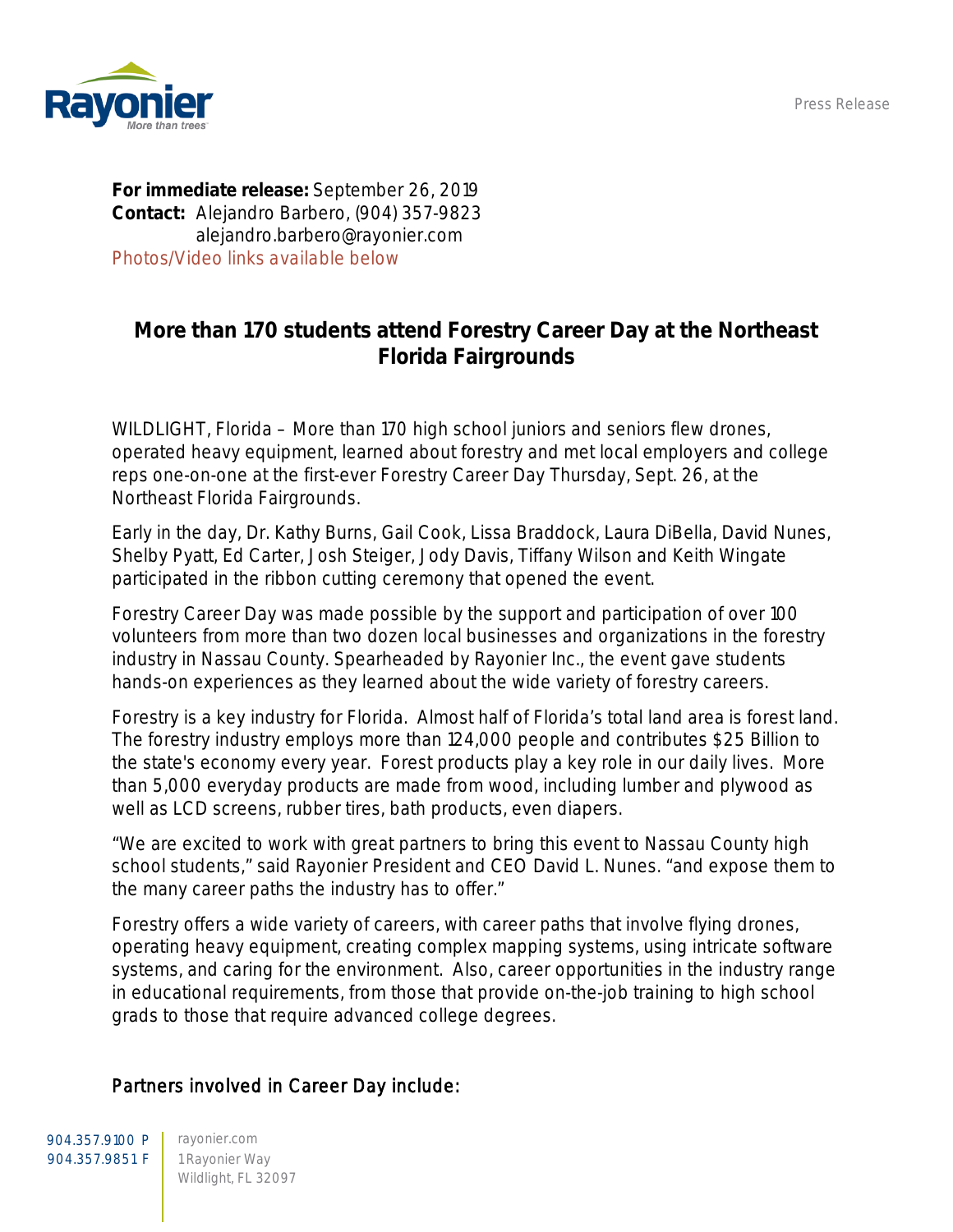Press Release

**For immediate release:** September 26, 2019
**Contact:** Alejandro Barbero, (904) 357-9823
alejandro.barbero@rayonier.com
Photos/Video links available below

# More than 170 students attend Forestry Career Day at the Northeast Florida Fairgrounds

WILDLIGHT, Florida – More than 170 high school juniors and seniors flew drones, operated heavy equipment, learned about forestry and met local employers and college reps one-on-one at the first-ever Forestry Career Day Thursday, Sept. 26, at the Northeast Florida Fairgrounds.

Early in the day, Dr. Kathy Burns, Gail Cook, Lissa Braddock, Laura DiBella, David Nunes, Shelby Pyatt, Ed Carter, Josh Steiger, Jody Davis, Tiffany Wilson and Keith Wingate participated in the ribbon cutting ceremony that opened the event.

Forestry Career Day was made possible by the support and participation of over 100 volunteers from more than two dozen local businesses and organizations in the forestry industry in Nassau County. Spearheaded by Rayonier Inc., the event gave students hands-on experiences as they learned about the wide variety of forestry careers.

Forestry is a key industry for Florida. Almost half of Florida's total land area is forest land. The forestry industry employs more than 124,000 people and contributes $25 Billion to the state's economy every year. Forest products play a key role in our daily lives. More than 5,000 everyday products are made from wood, including lumber and plywood as well as LCD screens, rubber tires, bath products, even diapers.

"We are excited to work with great partners to bring this event to Nassau County high school students," said Rayonier President and CEO David L. Nunes. "and expose them to the many career paths the industry has to offer."

Forestry offers a wide variety of careers, with career paths that involve flying drones, operating heavy equipment, creating complex mapping systems, using intricate software systems, and caring for the environment. Also, career opportunities in the industry range in educational requirements, from those that provide on-the-job training to high school grads to those that require advanced college degrees.

## Partners involved in Career Day include: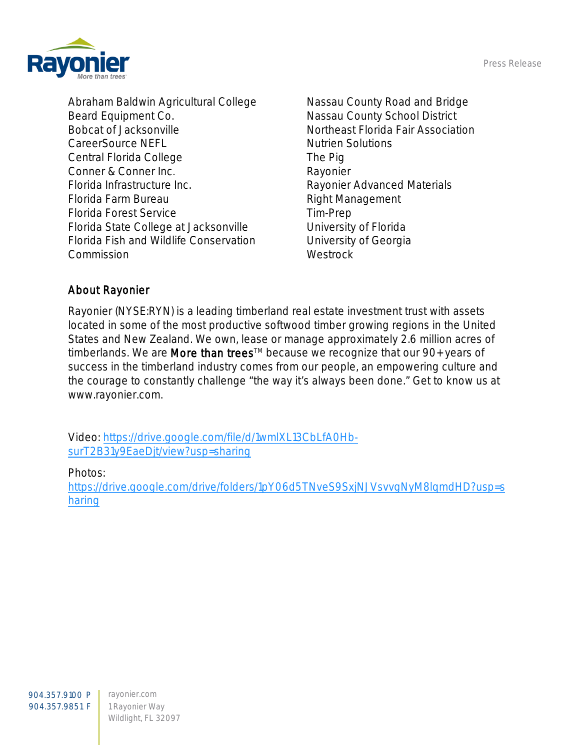Abraham Baldwin Agricultural College
Beard Equipment Co.
Bobcat of Jacksonville
CareerSource NEFL
Central Florida College
Conner & Conner Inc.
Florida Infrastructure Inc.
Florida Farm Bureau
Florida Forest Service
Florida State College at Jacksonville
Florida Fish and Wildlife Conservation Commission
Nassau County Road and Bridge
Nassau County School District
Northeast Florida Fair Association
Nutrien Solutions
The Pig
Rayonier
Rayonier Advanced Materials
Right Management
Tim-Prep
University of Florida
University of Georgia
Westrock

## About Rayonier

Rayonier (NYSE:RYN) is a leading timberland real estate investment trust with assets located in some of the most productive softwood timber growing regions in the United States and New Zealand. We own, lease or manage approximately 2.6 million acres of timberlands. We are **More than trees**™ because we recognize that our 90+ years of success in the timberland industry comes from our people, an empowering culture and the courage to constantly challenge "the way it's always been done." Get to know us at www.rayonier.com.

Video: https://drive.google.com/file/d/1wmlXL13CbLfA0Hb-surT2B31y9EaeDjt/view?usp=sharing

Photos: https://drive.google.com/drive/folders/1pY06d5TNveS9SxjNJVsvvgNyM8lqmdHD?usp=sharing